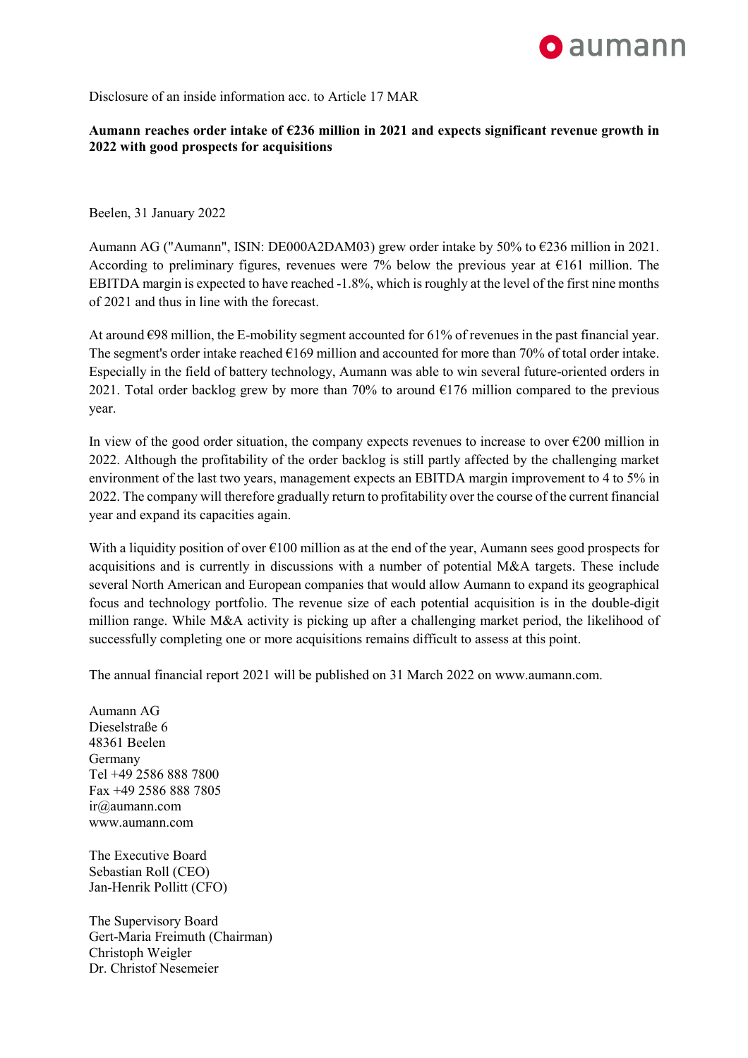Disclosure of an inside information acc. to Article 17 MAR

**Aumann reaches order intake of €236 million in 2021 and expects significant revenue growth in 2022 with good prospects for acquisitions**

Beelen, 31 January 2022

Aumann AG ("Aumann", ISIN: DE000A2DAM03) grew order intake by 50% to €236 million in 2021. According to preliminary figures, revenues were 7% below the previous year at €161 million. The EBITDA margin is expected to have reached -1.8%, which is roughly at the level of the first nine months of 2021 and thus in line with the forecast.

At around €98 million, the E-mobility segment accounted for 61% of revenues in the past financial year. The segment's order intake reached €169 million and accounted for more than 70% of total order intake. Especially in the field of battery technology, Aumann was able to win several future-oriented orders in 2021. Total order backlog grew by more than 70% to around €176 million compared to the previous year.

In view of the good order situation, the company expects revenues to increase to over €200 million in 2022. Although the profitability of the order backlog is still partly affected by the challenging market environment of the last two years, management expects an EBITDA margin improvement to 4 to 5% in 2022. The company will therefore gradually return to profitability over the course of the current financial year and expand its capacities again.

With a liquidity position of over €100 million as at the end of the year, Aumann sees good prospects for acquisitions and is currently in discussions with a number of potential M&A targets. These include several North American and European companies that would allow Aumann to expand its geographical focus and technology portfolio. The revenue size of each potential acquisition is in the double-digit million range. While M&A activity is picking up after a challenging market period, the likelihood of successfully completing one or more acquisitions remains difficult to assess at this point.

The annual financial report 2021 will be published on 31 March 2022 on www.aumann.com.

Aumann AG
Dieselstraße 6
48361 Beelen
Germany
Tel +49 2586 888 7800
Fax +49 2586 888 7805
ir@aumann.com
www.aumann.com

The Executive Board
Sebastian Roll (CEO)
Jan-Henrik Pollitt (CFO)

The Supervisory Board
Gert-Maria Freimuth (Chairman)
Christoph Weigler
Dr. Christof Nesemeier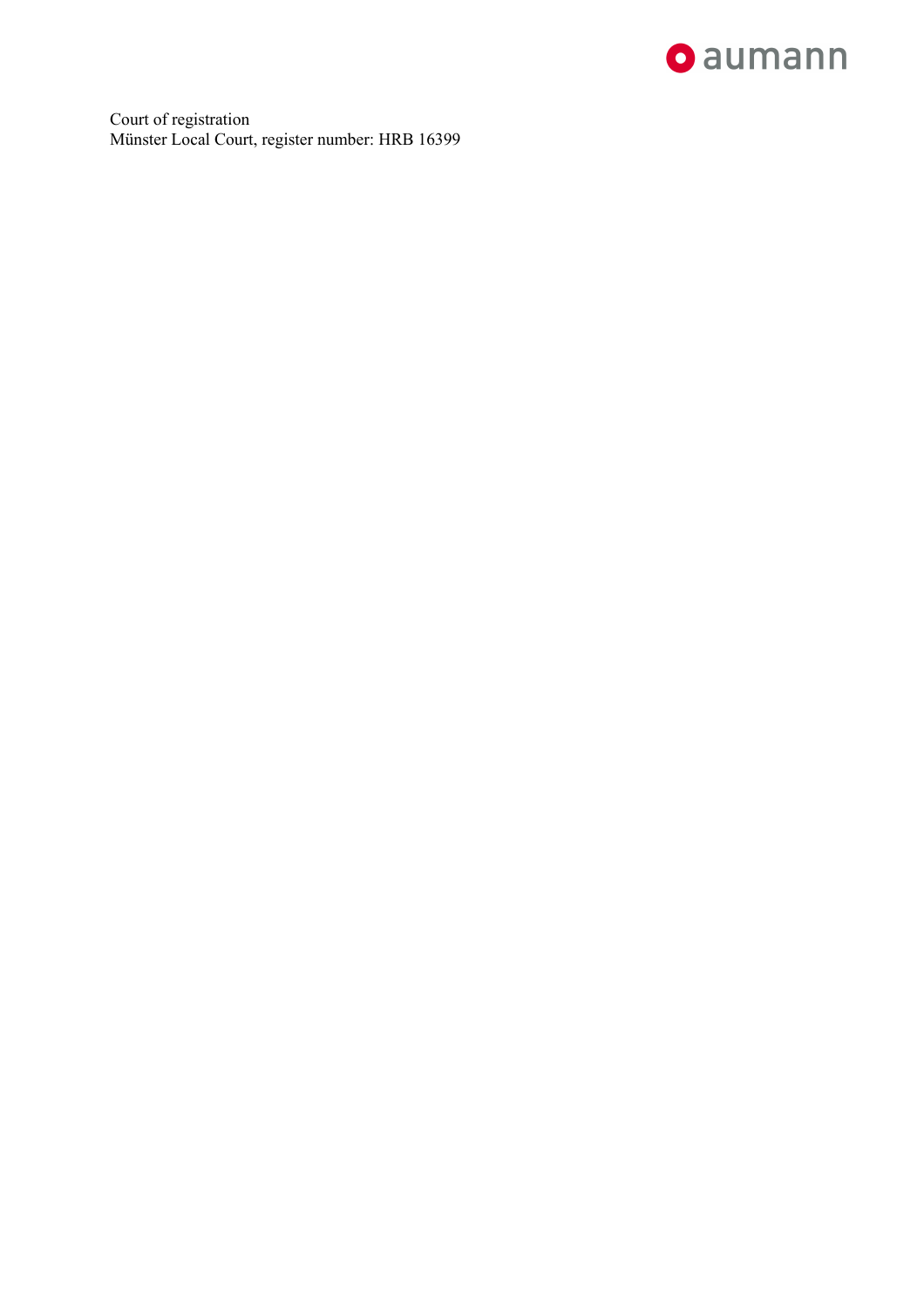Court of registration
Münster Local Court, register number: HRB 16399